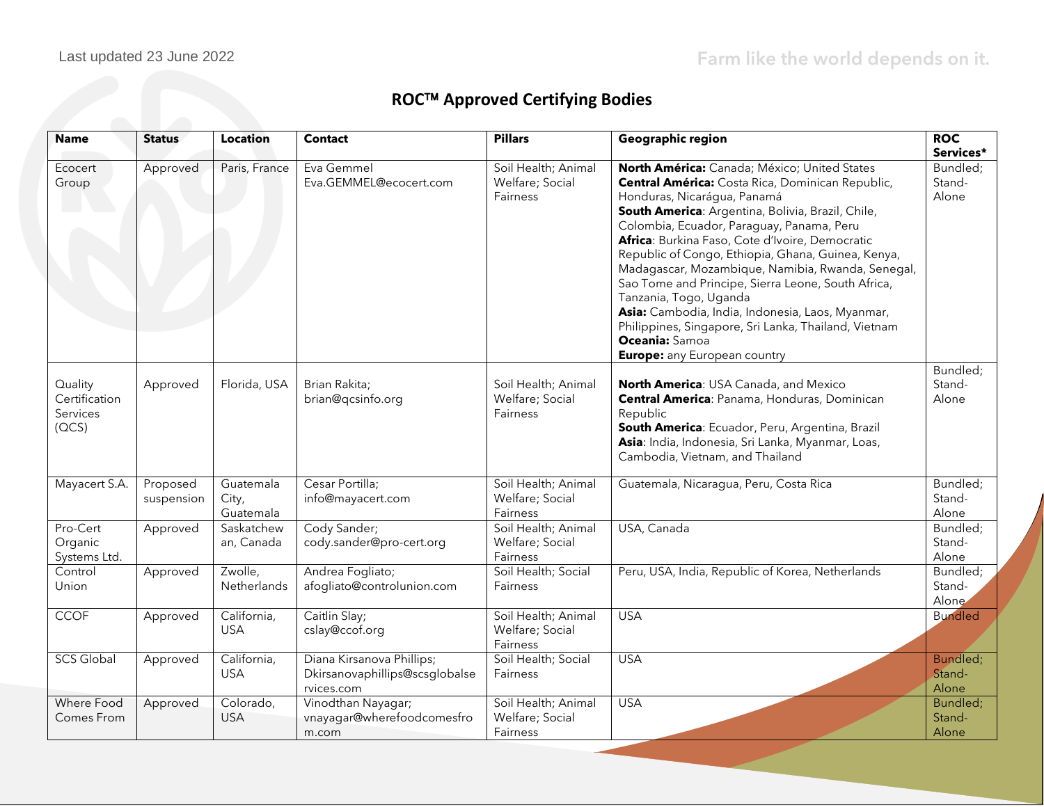Last updated 23 June 2022

Farm like the world depends on it.

## ROC™ Approved Certifying Bodies

| Name | Status | Location | Contact | Pillars | Geographic region | ROC Services* |
|---|---|---|---|---|---|---|
| Ecocert Group | Approved | Paris, France | Eva Gemmel<br>Eva.GEMMEL@ecocert.com | Soil Health; Animal Welfare; Social Fairness | **North América:** Canada; México; United States<br>**Central América:** Costa Rica, Dominican Republic, Honduras, Nicarágua, Panamá<br>**South America**: Argentina, Bolivia, Brazil, Chile, Colombia, Ecuador, Paraguay, Panama, Peru<br>**Africa**: Burkina Faso, Cote d'Ivoire, Democratic Republic of Congo, Ethiopia, Ghana, Guinea, Kenya, Madagascar, Mozambique, Namibia, Rwanda, Senegal, Sao Tome and Principe, Sierra Leone, South Africa, Tanzania, Togo, Uganda<br>**Asia:** Cambodia, India, Indonesia, Laos, Myanmar, Philippines, Singapore, Sri Lanka, Thailand, Vietnam<br>**Oceania:** Samoa<br>**Europe:** any European country | Bundled; Stand-Alone |
| Quality Certification Services (QCS) | Approved | Florida, USA | Brian Rakita;<br>brian@qcsinfo.org | Soil Health; Animal Welfare; Social Fairness | **North America**: USA Canada, and Mexico<br>**Central America**: Panama, Honduras, Dominican Republic<br>**South America**: Ecuador, Peru, Argentina, Brazil<br>**Asia**: India, Indonesia, Sri Lanka, Myanmar, Loas, Cambodia, Vietnam, and Thailand | Bundled; Stand-Alone |
| Mayacert S.A. | Proposed suspension | Guatemala City, Guatemala | Cesar Portilla;<br>info@mayacert.com | Soil Health; Animal Welfare; Social Fairness | Guatemala, Nicaragua, Peru, Costa Rica | Bundled; Stand-Alone |
| Pro-Cert Organic Systems Ltd. | Approved | Saskatchewan, Canada | Cody Sander;<br>cody.sander@pro-cert.org | Soil Health; Animal Welfare; Social Fairness | USA, Canada | Bundled; Stand-Alone |
| Control Union | Approved | Zwolle, Netherlands | Andrea Fogliato;<br>afogliato@controlunion.com | Soil Health; Social Fairness | Peru, USA, India, Republic of Korea, Netherlands | Bundled; Stand-Alone |
| CCOF | Approved | California, USA | Caitlin Slay;<br>cslay@ccof.org | Soil Health; Animal Welfare; Social Fairness | USA | Bundled |
| SCS Global | Approved | California, USA | Diana Kirsanova Phillips;<br>Dkirsanovaphillips@scsglobalservices.com | Soil Health; Social Fairness | USA | Bundled; Stand-Alone |
| Where Food Comes From | Approved | Colorado, USA | Vinodthan Nayagar;<br>vnayagar@wherefoodcomesfrom.com | Soil Health; Animal Welfare; Social Fairness | USA | Bundled; Stand-Alone |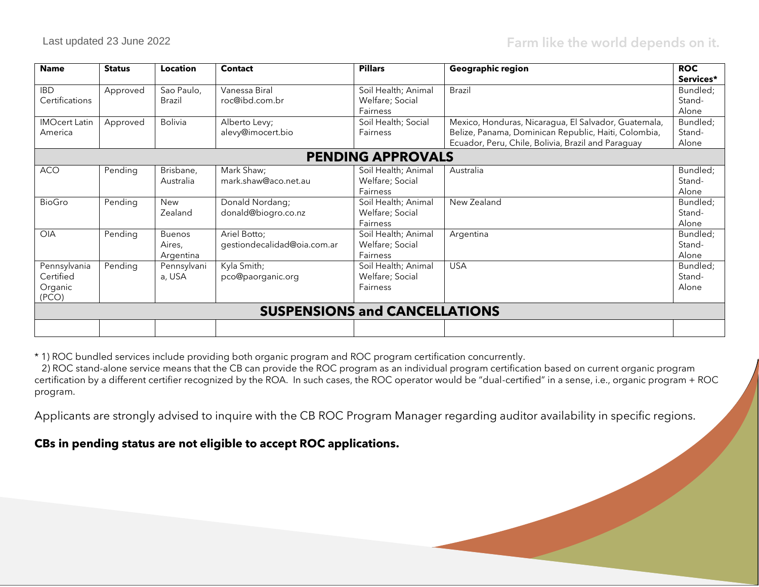| Name | Status | Location | Contact | Pillars | Geographic region | ROC Services* |
|---|---|---|---|---|---|---|
| IBD Certifications | Approved | Sao Paulo, Brazil | Vanessa Biral roc@ibd.com.br | Soil Health; Animal Welfare; Social Fairness | Brazil | Bundled; Stand-Alone |
| IMOcert Latin America | Approved | Bolivia | Alberto Levy; alevy@imocert.bio | Soil Health; Social Fairness | Mexico, Honduras, Nicaragua, El Salvador, Guatemala, Belize, Panama, Dominican Republic, Haiti, Colombia, Ecuador, Peru, Chile, Bolivia, Brazil and Paraguay | Bundled; Stand-Alone |
| **PENDING APPROVALS** | | | | | | |
| ACO | Pending | Brisbane, Australia | Mark Shaw; mark.shaw@aco.net.au | Soil Health; Animal Welfare; Social Fairness | Australia | Bundled; Stand-Alone |
| BioGro | Pending | New Zealand | Donald Nordang; donald@biogro.co.nz | Soil Health; Animal Welfare; Social Fairness | New Zealand | Bundled; Stand-Alone |
| OIA | Pending | Buenos Aires, Argentina | Ariel Botto; gestiondecalidad@oia.com.ar | Soil Health; Animal Welfare; Social Fairness | Argentina | Bundled; Stand-Alone |
| Pennsylvania Certified Organic (PCO) | Pending | Pennsylvania, USA | Kyla Smith; pco@paorganic.org | Soil Health; Animal Welfare; Social Fairness | USA | Bundled; Stand-Alone |
| **SUSPENSIONS and CANCELLATIONS** | | | | | | |
| | | | | | | |

* 1) ROC bundled services include providing both organic program and ROC program certification concurrently.
2) ROC stand-alone service means that the CB can provide the ROC program as an individual program certification based on current organic program certification by a different certifier recognized by the ROA. In such cases, the ROC operator would be "dual-certified" in a sense, i.e., organic program + ROC program.

Applicants are strongly advised to inquire with the CB ROC Program Manager regarding auditor availability in specific regions.

**CBs in pending status are not eligible to accept ROC applications.**